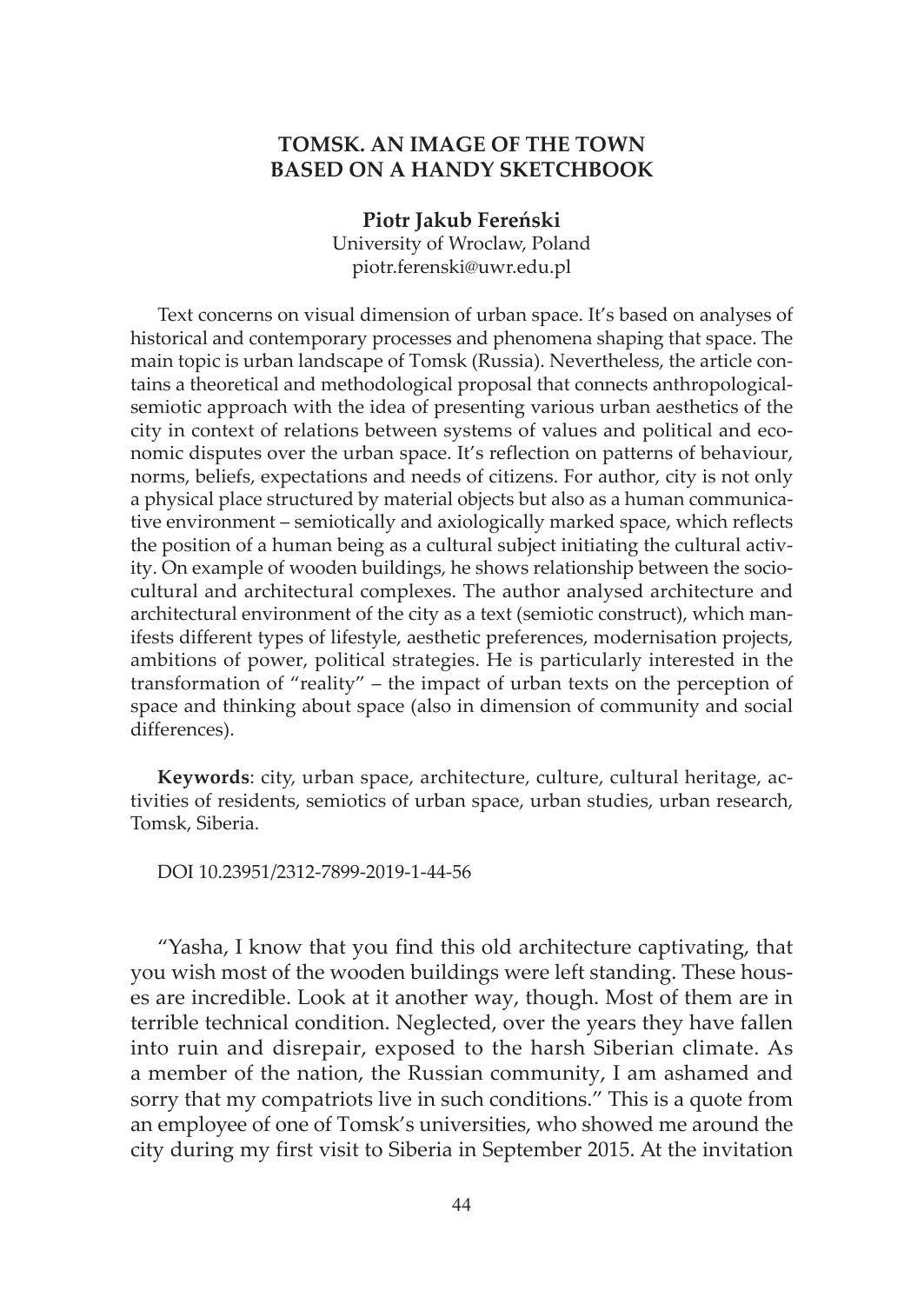# TOMSK. AN IMAGE OF THE TOWN BASED ON A HANDY SKETCHBOOK

**Piotr Jakub Fereński**
University of Wroclaw, Poland
piotr.ferenski@uwr.edu.pl

Text concerns on visual dimension of urban space. It's based on analyses of historical and contemporary processes and phenomena shaping that space. The main topic is urban landscape of Tomsk (Russia). Nevertheless, the article contains a theoretical and methodological proposal that connects anthropological-semiotic approach with the idea of presenting various urban aesthetics of the city in context of relations between systems of values and political and economic disputes over the urban space. It's reflection on patterns of behaviour, norms, beliefs, expectations and needs of citizens. For author, city is not only a physical place structured by material objects but also as a human communicative environment – semiotically and axiologically marked space, which reflects the position of a human being as a cultural subject initiating the cultural activity. On example of wooden buildings, he shows relationship between the socio-cultural and architectural complexes. The author analysed architecture and architectural environment of the city as a text (semiotic construct), which manifests different types of lifestyle, aesthetic preferences, modernisation projects, ambitions of power, political strategies. He is particularly interested in the transformation of "reality" – the impact of urban texts on the perception of space and thinking about space (also in dimension of community and social differences).

**Keywords**: city, urban space, architecture, culture, cultural heritage, activities of residents, semiotics of urban space, urban studies, urban research, Tomsk, Siberia.

DOI 10.23951/2312-7899-2019-1-44-56

"Yasha, I know that you find this old architecture captivating, that you wish most of the wooden buildings were left standing. These houses are incredible. Look at it another way, though. Most of them are in terrible technical condition. Neglected, over the years they have fallen into ruin and disrepair, exposed to the harsh Siberian climate. As a member of the nation, the Russian community, I am ashamed and sorry that my compatriots live in such conditions." This is a quote from an employee of one of Tomsk's universities, who showed me around the city during my first visit to Siberia in September 2015. At the invitation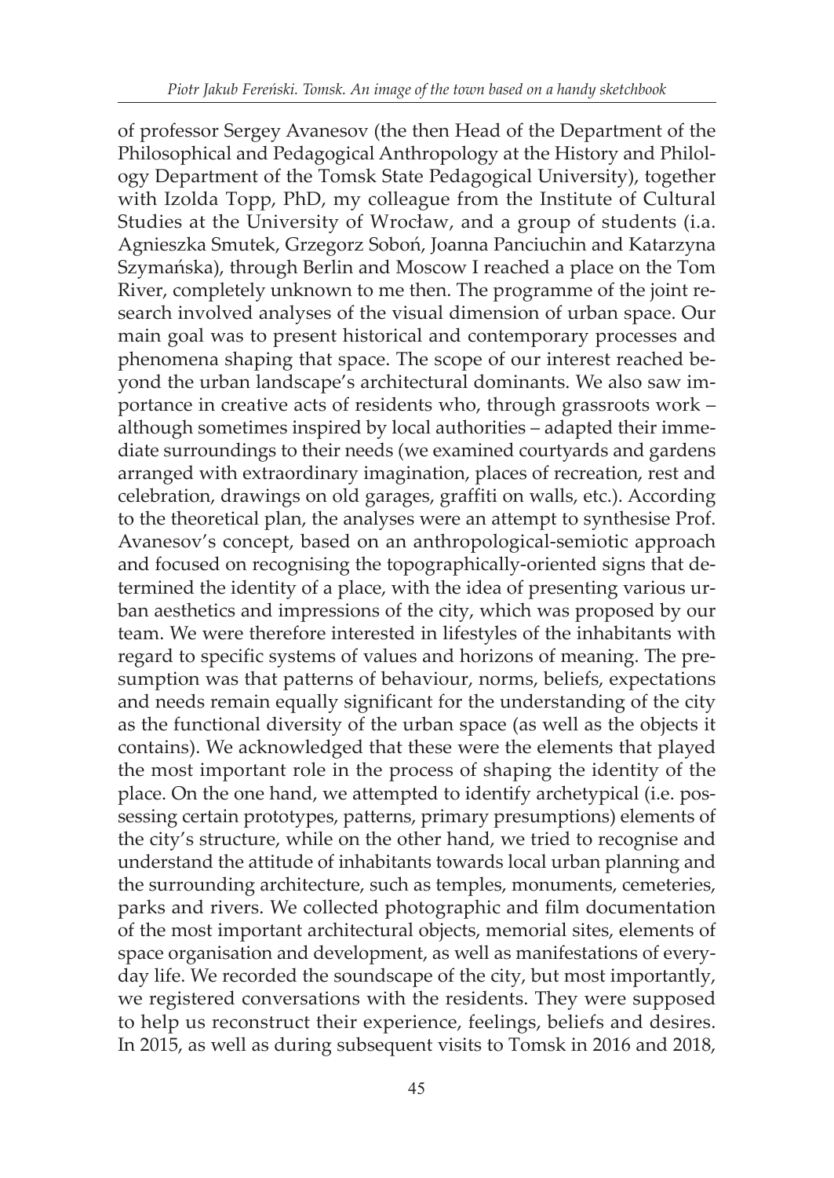of professor Sergey Avanesov (the then Head of the Department of the Philosophical and Pedagogical Anthropology at the History and Philology Department of the Tomsk State Pedagogical University), together with Izolda Topp, PhD, my colleague from the Institute of Cultural Studies at the University of Wrocław, and a group of students (i.a. Agnieszka Smutek, Grzegorz Soboń, Joanna Panciuchin and Katarzyna Szymańska), through Berlin and Moscow I reached a place on the Tom River, completely unknown to me then. The programme of the joint research involved analyses of the visual dimension of urban space. Our main goal was to present historical and contemporary processes and phenomena shaping that space. The scope of our interest reached beyond the urban landscape's architectural dominants. We also saw importance in creative acts of residents who, through grassroots work – although sometimes inspired by local authorities – adapted their immediate surroundings to their needs (we examined courtyards and gardens arranged with extraordinary imagination, places of recreation, rest and celebration, drawings on old garages, graffiti on walls, etc.). According to the theoretical plan, the analyses were an attempt to synthesise Prof. Avanesov's concept, based on an anthropological-semiotic approach and focused on recognising the topographically-oriented signs that determined the identity of a place, with the idea of presenting various urban aesthetics and impressions of the city, which was proposed by our team. We were therefore interested in lifestyles of the inhabitants with regard to specific systems of values and horizons of meaning. The presumption was that patterns of behaviour, norms, beliefs, expectations and needs remain equally significant for the understanding of the city as the functional diversity of the urban space (as well as the objects it contains). We acknowledged that these were the elements that played the most important role in the process of shaping the identity of the place. On the one hand, we attempted to identify archetypical (i.e. possessing certain prototypes, patterns, primary presumptions) elements of the city's structure, while on the other hand, we tried to recognise and understand the attitude of inhabitants towards local urban planning and the surrounding architecture, such as temples, monuments, cemeteries, parks and rivers. We collected photographic and film documentation of the most important architectural objects, memorial sites, elements of space organisation and development, as well as manifestations of everyday life. We recorded the soundscape of the city, but most importantly, we registered conversations with the residents. They were supposed to help us reconstruct their experience, feelings, beliefs and desires. In 2015, as well as during subsequent visits to Tomsk in 2016 and 2018,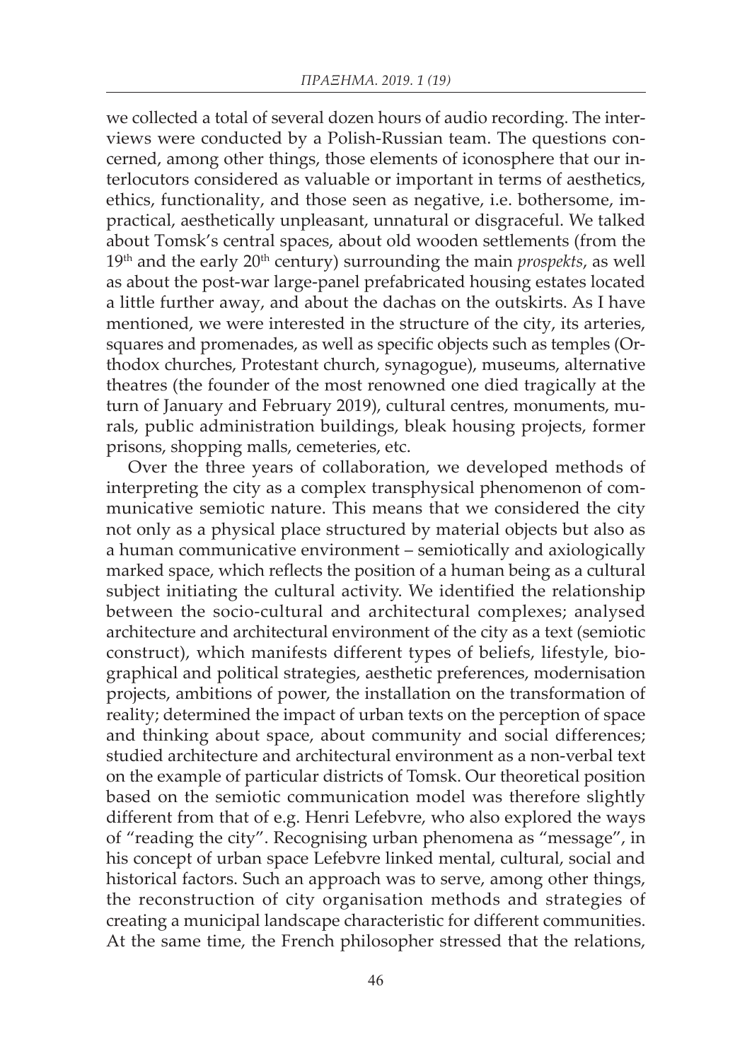we collected a total of several dozen hours of audio recording. The interviews were conducted by a Polish-Russian team. The questions concerned, among other things, those elements of iconosphere that our interlocutors considered as valuable or important in terms of aesthetics, ethics, functionality, and those seen as negative, i.e. bothersome, impractical, aesthetically unpleasant, unnatural or disgraceful. We talked about Tomsk's central spaces, about old wooden settlements (from the 19th and the early 20th century) surrounding the main *prospekts*, as well as about the post-war large-panel prefabricated housing estates located a little further away, and about the dachas on the outskirts. As I have mentioned, we were interested in the structure of the city, its arteries, squares and promenades, as well as specific objects such as temples (Orthodox churches, Protestant church, synagogue), museums, alternative theatres (the founder of the most renowned one died tragically at the turn of January and February 2019), cultural centres, monuments, murals, public administration buildings, bleak housing projects, former prisons, shopping malls, cemeteries, etc.

Over the three years of collaboration, we developed methods of interpreting the city as a complex transphysical phenomenon of communicative semiotic nature. This means that we considered the city not only as a physical place structured by material objects but also as a human communicative environment – semiotically and axiologically marked space, which reflects the position of a human being as a cultural subject initiating the cultural activity. We identified the relationship between the socio-cultural and architectural complexes; analysed architecture and architectural environment of the city as a text (semiotic construct), which manifests different types of beliefs, lifestyle, biographical and political strategies, aesthetic preferences, modernisation projects, ambitions of power, the installation on the transformation of reality; determined the impact of urban texts on the perception of space and thinking about space, about community and social differences; studied architecture and architectural environment as a non-verbal text on the example of particular districts of Tomsk. Our theoretical position based on the semiotic communication model was therefore slightly different from that of e.g. Henri Lefebvre, who also explored the ways of "reading the city". Recognising urban phenomena as "message", in his concept of urban space Lefebvre linked mental, cultural, social and historical factors. Such an approach was to serve, among other things, the reconstruction of city organisation methods and strategies of creating a municipal landscape characteristic for different communities. At the same time, the French philosopher stressed that the relations,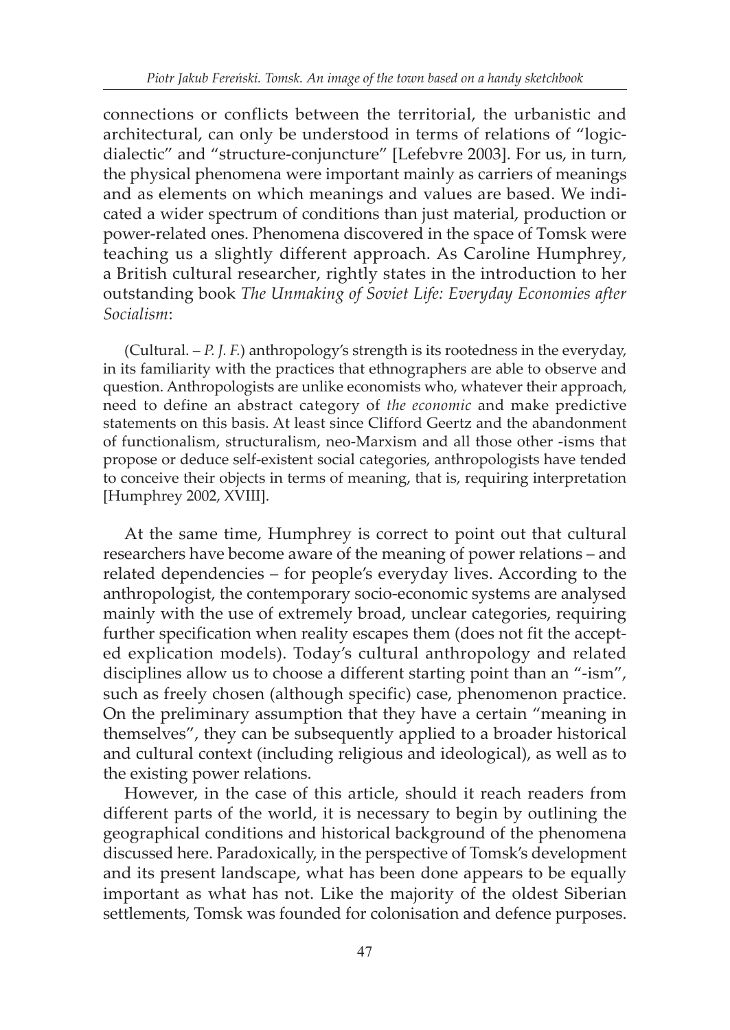connections or conflicts between the territorial, the urbanistic and architectural, can only be understood in terms of relations of "logic-dialectic" and "structure-conjuncture" [Lefebvre 2003]. For us, in turn, the physical phenomena were important mainly as carriers of meanings and as elements on which meanings and values are based. We indicated a wider spectrum of conditions than just material, production or power-related ones. Phenomena discovered in the space of Tomsk were teaching us a slightly different approach. As Caroline Humphrey, a British cultural researcher, rightly states in the introduction to her outstanding book *The Unmaking of Soviet Life: Everyday Economies after Socialism*:

> (Cultural. – *P. J. F.*) anthropology's strength is its rootedness in the everyday, in its familiarity with the practices that ethnographers are able to observe and question. Anthropologists are unlike economists who, whatever their approach, need to define an abstract category of *the economic* and make predictive statements on this basis. At least since Clifford Geertz and the abandonment of functionalism, structuralism, neo-Marxism and all those other -isms that propose or deduce self-existent social categories, anthropologists have tended to conceive their objects in terms of meaning, that is, requiring interpretation [Humphrey 2002, XVIII].

At the same time, Humphrey is correct to point out that cultural researchers have become aware of the meaning of power relations – and related dependencies – for people's everyday lives. According to the anthropologist, the contemporary socio-economic systems are analysed mainly with the use of extremely broad, unclear categories, requiring further specification when reality escapes them (does not fit the accepted explication models). Today's cultural anthropology and related disciplines allow us to choose a different starting point than an "-ism", such as freely chosen (although specific) case, phenomenon practice. On the preliminary assumption that they have a certain "meaning in themselves", they can be subsequently applied to a broader historical and cultural context (including religious and ideological), as well as to the existing power relations.

However, in the case of this article, should it reach readers from different parts of the world, it is necessary to begin by outlining the geographical conditions and historical background of the phenomena discussed here. Paradoxically, in the perspective of Tomsk's development and its present landscape, what has been done appears to be equally important as what has not. Like the majority of the oldest Siberian settlements, Tomsk was founded for colonisation and defence purposes.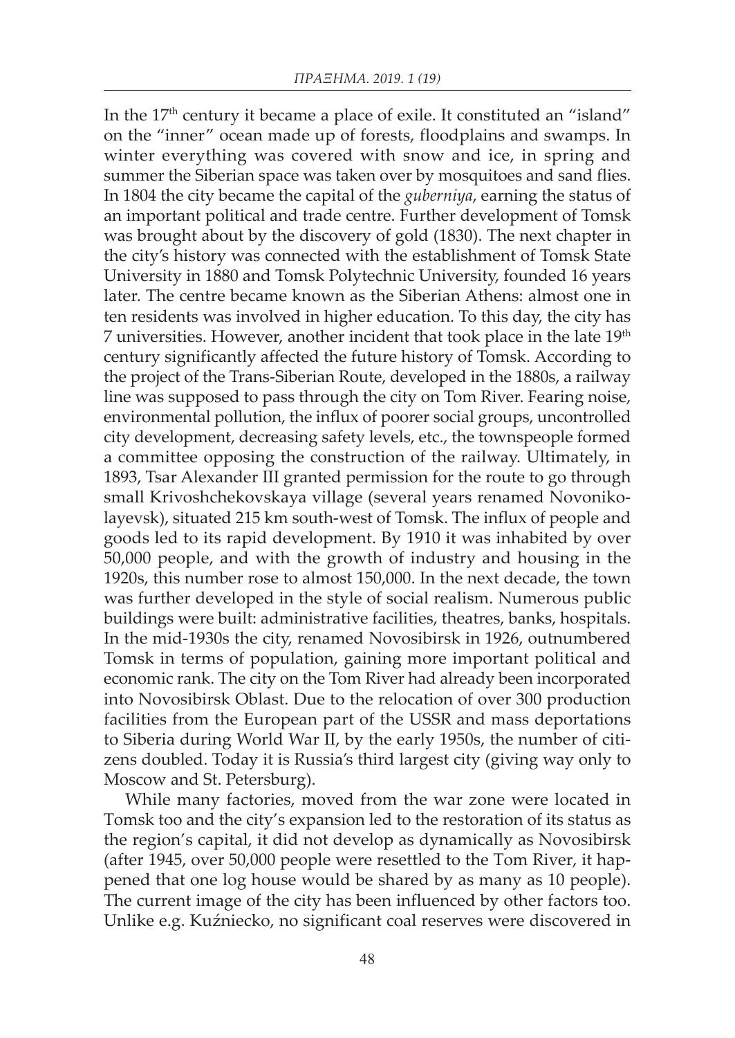In the 17th century it became a place of exile. It constituted an "island" on the "inner" ocean made up of forests, floodplains and swamps. In winter everything was covered with snow and ice, in spring and summer the Siberian space was taken over by mosquitoes and sand flies. In 1804 the city became the capital of the *guberniya*, earning the status of an important political and trade centre. Further development of Tomsk was brought about by the discovery of gold (1830). The next chapter in the city's history was connected with the establishment of Tomsk State University in 1880 and Tomsk Polytechnic University, founded 16 years later. The centre became known as the Siberian Athens: almost one in ten residents was involved in higher education. To this day, the city has 7 universities. However, another incident that took place in the late 19th century significantly affected the future history of Tomsk. According to the project of the Trans-Siberian Route, developed in the 1880s, a railway line was supposed to pass through the city on Tom River. Fearing noise, environmental pollution, the influx of poorer social groups, uncontrolled city development, decreasing safety levels, etc., the townspeople formed a committee opposing the construction of the railway. Ultimately, in 1893, Tsar Alexander III granted permission for the route to go through small Krivoshchekovskaya village (several years renamed Novonikolayevsk), situated 215 km south-west of Tomsk. The influx of people and goods led to its rapid development. By 1910 it was inhabited by over 50,000 people, and with the growth of industry and housing in the 1920s, this number rose to almost 150,000. In the next decade, the town was further developed in the style of social realism. Numerous public buildings were built: administrative facilities, theatres, banks, hospitals. In the mid-1930s the city, renamed Novosibirsk in 1926, outnumbered Tomsk in terms of population, gaining more important political and economic rank. The city on the Tom River had already been incorporated into Novosibirsk Oblast. Due to the relocation of over 300 production facilities from the European part of the USSR and mass deportations to Siberia during World War II, by the early 1950s, the number of citizens doubled. Today it is Russia's third largest city (giving way only to Moscow and St. Petersburg).

While many factories, moved from the war zone were located in Tomsk too and the city's expansion led to the restoration of its status as the region's capital, it did not develop as dynamically as Novosibirsk (after 1945, over 50,000 people were resettled to the Tom River, it happened that one log house would be shared by as many as 10 people). The current image of the city has been influenced by other factors too. Unlike e.g. Kuźniecko, no significant coal reserves were discovered in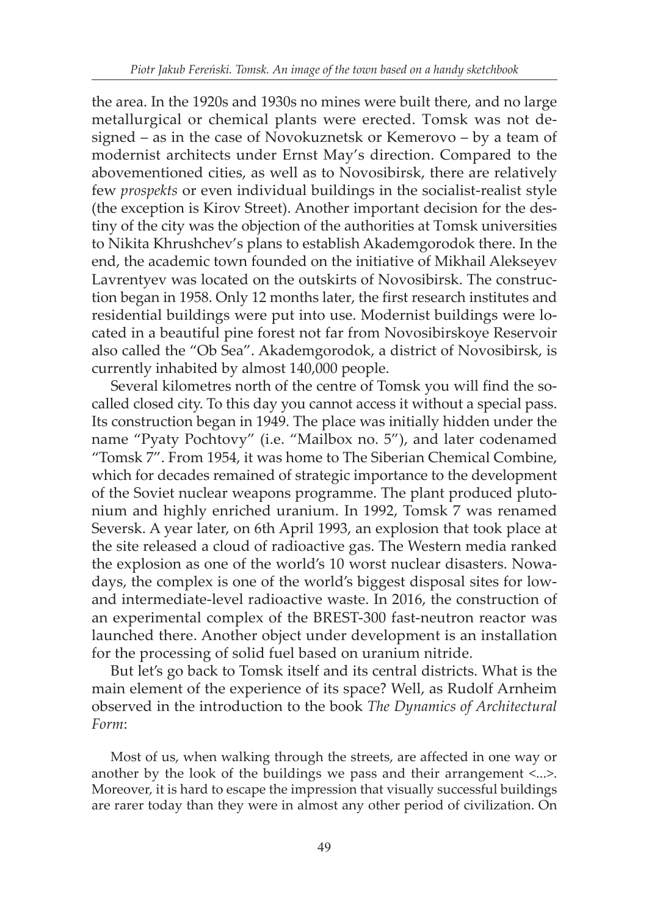the area. In the 1920s and 1930s no mines were built there, and no large metallurgical or chemical plants were erected. Tomsk was not designed – as in the case of Novokuznetsk or Kemerovo – by a team of modernist architects under Ernst May's direction. Compared to the abovementioned cities, as well as to Novosibirsk, there are relatively few *prospekts* or even individual buildings in the socialist-realist style (the exception is Kirov Street). Another important decision for the destiny of the city was the objection of the authorities at Tomsk universities to Nikita Khrushchev's plans to establish Akademgorodok there. In the end, the academic town founded on the initiative of Mikhail Alekseyev Lavrentyev was located on the outskirts of Novosibirsk. The construction began in 1958. Only 12 months later, the first research institutes and residential buildings were put into use. Modernist buildings were located in a beautiful pine forest not far from Novosibirskoye Reservoir also called the "Ob Sea". Akademgorodok, a district of Novosibirsk, is currently inhabited by almost 140,000 people.

Several kilometres north of the centre of Tomsk you will find the so-called closed city. To this day you cannot access it without a special pass. Its construction began in 1949. The place was initially hidden under the name "Pyaty Pochtovy" (i.e. "Mailbox no. 5"), and later codenamed "Tomsk 7". From 1954, it was home to The Siberian Chemical Combine, which for decades remained of strategic importance to the development of the Soviet nuclear weapons programme. The plant produced plutonium and highly enriched uranium. In 1992, Tomsk 7 was renamed Seversk. A year later, on 6th April 1993, an explosion that took place at the site released a cloud of radioactive gas. The Western media ranked the explosion as one of the world's 10 worst nuclear disasters. Nowadays, the complex is one of the world's biggest disposal sites for low- and intermediate-level radioactive waste. In 2016, the construction of an experimental complex of the BREST-300 fast-neutron reactor was launched there. Another object under development is an installation for the processing of solid fuel based on uranium nitride.

But let's go back to Tomsk itself and its central districts. What is the main element of the experience of its space? Well, as Rudolf Arnheim observed in the introduction to the book *The Dynamics of Architectural Form*:

> Most of us, when walking through the streets, are affected in one way or another by the look of the buildings we pass and their arrangement <...>. Moreover, it is hard to escape the impression that visually successful buildings are rarer today than they were in almost any other period of civilization. On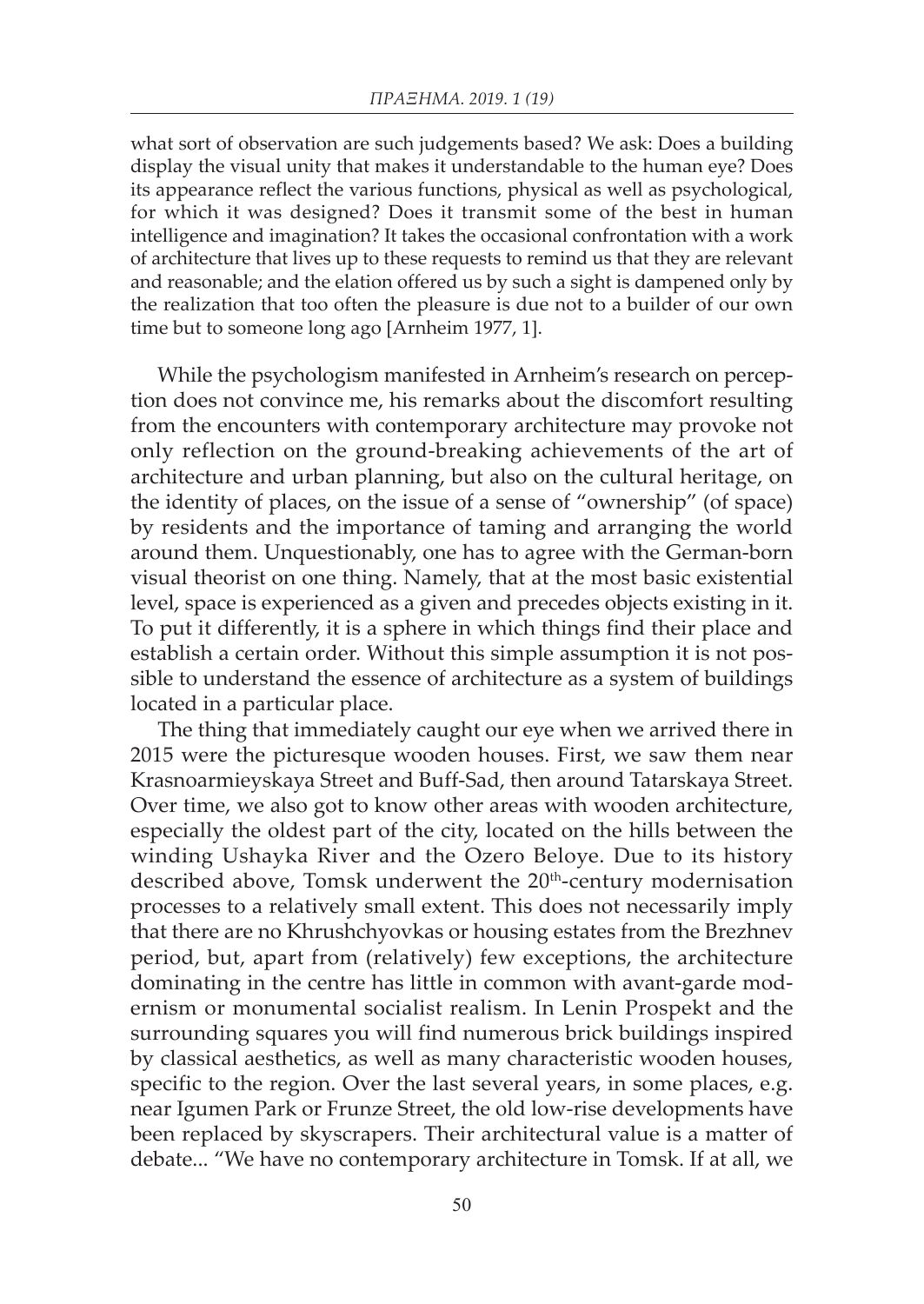what sort of observation are such judgements based? We ask: Does a building display the visual unity that makes it understandable to the human eye? Does its appearance reflect the various functions, physical as well as psychological, for which it was designed? Does it transmit some of the best in human intelligence and imagination? It takes the occasional confrontation with a work of architecture that lives up to these requests to remind us that they are relevant and reasonable; and the elation offered us by such a sight is dampened only by the realization that too often the pleasure is due not to a builder of our own time but to someone long ago [Arnheim 1977, 1].

While the psychologism manifested in Arnheim's research on perception does not convince me, his remarks about the discomfort resulting from the encounters with contemporary architecture may provoke not only reflection on the ground-breaking achievements of the art of architecture and urban planning, but also on the cultural heritage, on the identity of places, on the issue of a sense of "ownership" (of space) by residents and the importance of taming and arranging the world around them. Unquestionably, one has to agree with the German-born visual theorist on one thing. Namely, that at the most basic existential level, space is experienced as a given and precedes objects existing in it. To put it differently, it is a sphere in which things find their place and establish a certain order. Without this simple assumption it is not possible to understand the essence of architecture as a system of buildings located in a particular place.

The thing that immediately caught our eye when we arrived there in 2015 were the picturesque wooden houses. First, we saw them near Krasnoarmieyskaya Street and Buff-Sad, then around Tatarskaya Street. Over time, we also got to know other areas with wooden architecture, especially the oldest part of the city, located on the hills between the winding Ushayka River and the Ozero Beloye. Due to its history described above, Tomsk underwent the 20th-century modernisation processes to a relatively small extent. This does not necessarily imply that there are no Khrushchyovkas or housing estates from the Brezhnev period, but, apart from (relatively) few exceptions, the architecture dominating in the centre has little in common with avant-garde modernism or monumental socialist realism. In Lenin Prospekt and the surrounding squares you will find numerous brick buildings inspired by classical aesthetics, as well as many characteristic wooden houses, specific to the region. Over the last several years, in some places, e.g. near Igumen Park or Frunze Street, the old low-rise developments have been replaced by skyscrapers. Their architectural value is a matter of debate... "We have no contemporary architecture in Tomsk. If at all, we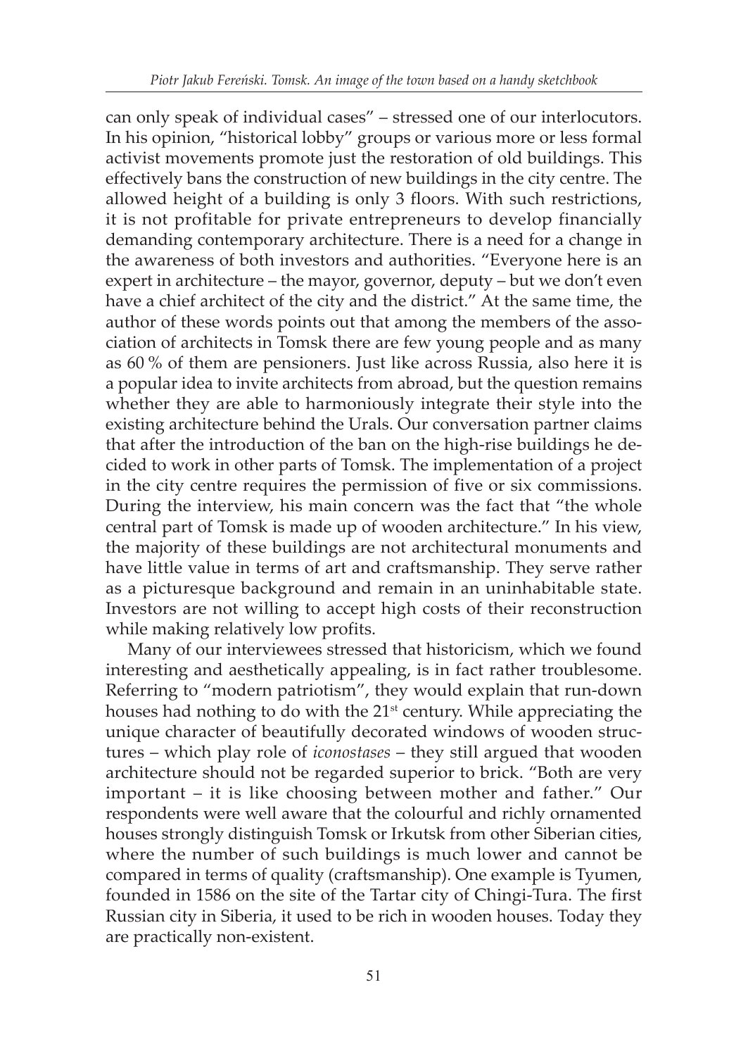can only speak of individual cases" – stressed one of our interlocutors. In his opinion, "historical lobby" groups or various more or less formal activist movements promote just the restoration of old buildings. This effectively bans the construction of new buildings in the city centre. The allowed height of a building is only 3 floors. With such restrictions, it is not profitable for private entrepreneurs to develop financially demanding contemporary architecture. There is a need for a change in the awareness of both investors and authorities. "Everyone here is an expert in architecture – the mayor, governor, deputy – but we don't even have a chief architect of the city and the district." At the same time, the author of these words points out that among the members of the association of architects in Tomsk there are few young people and as many as 60 % of them are pensioners. Just like across Russia, also here it is a popular idea to invite architects from abroad, but the question remains whether they are able to harmoniously integrate their style into the existing architecture behind the Urals. Our conversation partner claims that after the introduction of the ban on the high-rise buildings he decided to work in other parts of Tomsk. The implementation of a project in the city centre requires the permission of five or six commissions. During the interview, his main concern was the fact that "the whole central part of Tomsk is made up of wooden architecture." In his view, the majority of these buildings are not architectural monuments and have little value in terms of art and craftsmanship. They serve rather as a picturesque background and remain in an uninhabitable state. Investors are not willing to accept high costs of their reconstruction while making relatively low profits.

Many of our interviewees stressed that historicism, which we found interesting and aesthetically appealing, is in fact rather troublesome. Referring to "modern patriotism", they would explain that run-down houses had nothing to do with the 21st century. While appreciating the unique character of beautifully decorated windows of wooden structures – which play role of *iconostases* – they still argued that wooden architecture should not be regarded superior to brick. "Both are very important – it is like choosing between mother and father." Our respondents were well aware that the colourful and richly ornamented houses strongly distinguish Tomsk or Irkutsk from other Siberian cities, where the number of such buildings is much lower and cannot be compared in terms of quality (craftsmanship). One example is Tyumen, founded in 1586 on the site of the Tartar city of Chingi-Tura. The first Russian city in Siberia, it used to be rich in wooden houses. Today they are practically non-existent.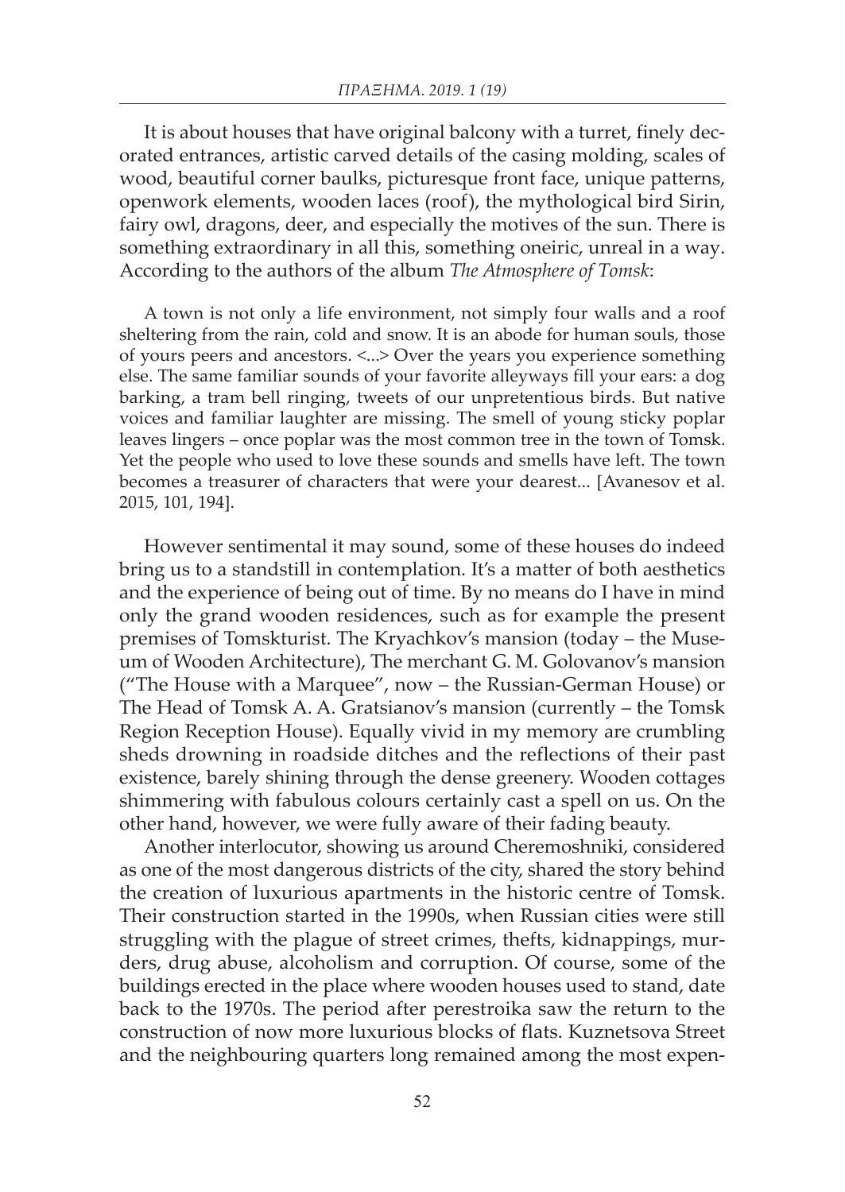It is about houses that have original balcony with a turret, finely decorated entrances, artistic carved details of the casing molding, scales of wood, beautiful corner baulks, picturesque front face, unique patterns, openwork elements, wooden laces (roof), the mythological bird Sirin, fairy owl, dragons, deer, and especially the motives of the sun. There is something extraordinary in all this, something oneiric, unreal in a way. According to the authors of the album *The Atmosphere of Tomsk*:

> A town is not only a life environment, not simply four walls and a roof sheltering from the rain, cold and snow. It is an abode for human souls, those of yours peers and ancestors. <...> Over the years you experience something else. The same familiar sounds of your favorite alleyways fill your ears: a dog barking, a tram bell ringing, tweets of our unpretentious birds. But native voices and familiar laughter are missing. The smell of young sticky poplar leaves lingers – once poplar was the most common tree in the town of Tomsk. Yet the people who used to love these sounds and smells have left. The town becomes a treasurer of characters that were your dearest... [Avanesov et al. 2015, 101, 194].

However sentimental it may sound, some of these houses do indeed bring us to a standstill in contemplation. It's a matter of both aesthetics and the experience of being out of time. By no means do I have in mind only the grand wooden residences, such as for example the present premises of Tomskturist. The Kryachkov's mansion (today – the Museum of Wooden Architecture), The merchant G. M. Golovanov's mansion ("The House with a Marquee", now – the Russian-German House) or The Head of Tomsk A. A. Gratsianov's mansion (currently – the Tomsk Region Reception House). Equally vivid in my memory are crumbling sheds drowning in roadside ditches and the reflections of their past existence, barely shining through the dense greenery. Wooden cottages shimmering with fabulous colours certainly cast a spell on us. On the other hand, however, we were fully aware of their fading beauty.

Another interlocutor, showing us around Cheremoshniki, considered as one of the most dangerous districts of the city, shared the story behind the creation of luxurious apartments in the historic centre of Tomsk. Their construction started in the 1990s, when Russian cities were still struggling with the plague of street crimes, thefts, kidnappings, murders, drug abuse, alcoholism and corruption. Of course, some of the buildings erected in the place where wooden houses used to stand, date back to the 1970s. The period after perestroika saw the return to the construction of now more luxurious blocks of flats. Kuznetsova Street and the neighbouring quarters long remained among the most expen-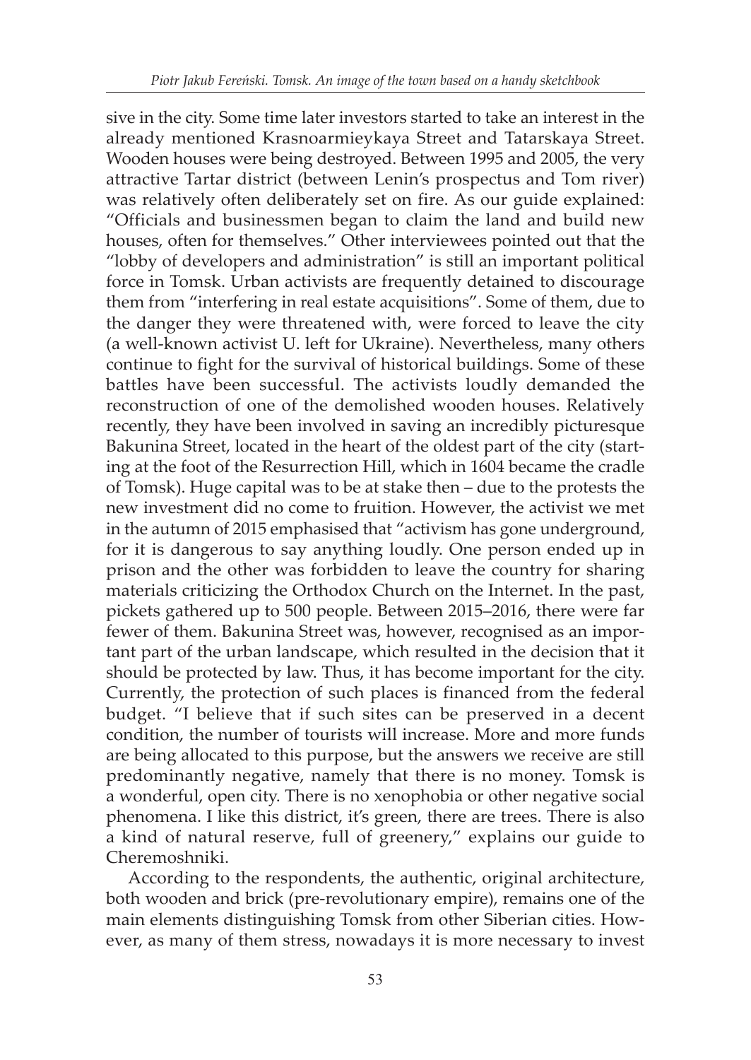sive in the city. Some time later investors started to take an interest in the already mentioned Krasnoarmieykaya Street and Tatarskaya Street. Wooden houses were being destroyed. Between 1995 and 2005, the very attractive Tartar district (between Lenin's prospectus and Tom river) was relatively often deliberately set on fire. As our guide explained: "Officials and businessmen began to claim the land and build new houses, often for themselves." Other interviewees pointed out that the "lobby of developers and administration" is still an important political force in Tomsk. Urban activists are frequently detained to discourage them from "interfering in real estate acquisitions". Some of them, due to the danger they were threatened with, were forced to leave the city (a well-known activist U. left for Ukraine). Nevertheless, many others continue to fight for the survival of historical buildings. Some of these battles have been successful. The activists loudly demanded the reconstruction of one of the demolished wooden houses. Relatively recently, they have been involved in saving an incredibly picturesque Bakunina Street, located in the heart of the oldest part of the city (starting at the foot of the Resurrection Hill, which in 1604 became the cradle of Tomsk). Huge capital was to be at stake then – due to the protests the new investment did no come to fruition. However, the activist we met in the autumn of 2015 emphasised that "activism has gone underground, for it is dangerous to say anything loudly. One person ended up in prison and the other was forbidden to leave the country for sharing materials criticizing the Orthodox Church on the Internet. In the past, pickets gathered up to 500 people. Between 2015–2016, there were far fewer of them. Bakunina Street was, however, recognised as an important part of the urban landscape, which resulted in the decision that it should be protected by law. Thus, it has become important for the city. Currently, the protection of such places is financed from the federal budget. "I believe that if such sites can be preserved in a decent condition, the number of tourists will increase. More and more funds are being allocated to this purpose, but the answers we receive are still predominantly negative, namely that there is no money. Tomsk is a wonderful, open city. There is no xenophobia or other negative social phenomena. I like this district, it's green, there are trees. There is also a kind of natural reserve, full of greenery," explains our guide to Cheremoshniki.

According to the respondents, the authentic, original architecture, both wooden and brick (pre-revolutionary empire), remains one of the main elements distinguishing Tomsk from other Siberian cities. However, as many of them stress, nowadays it is more necessary to invest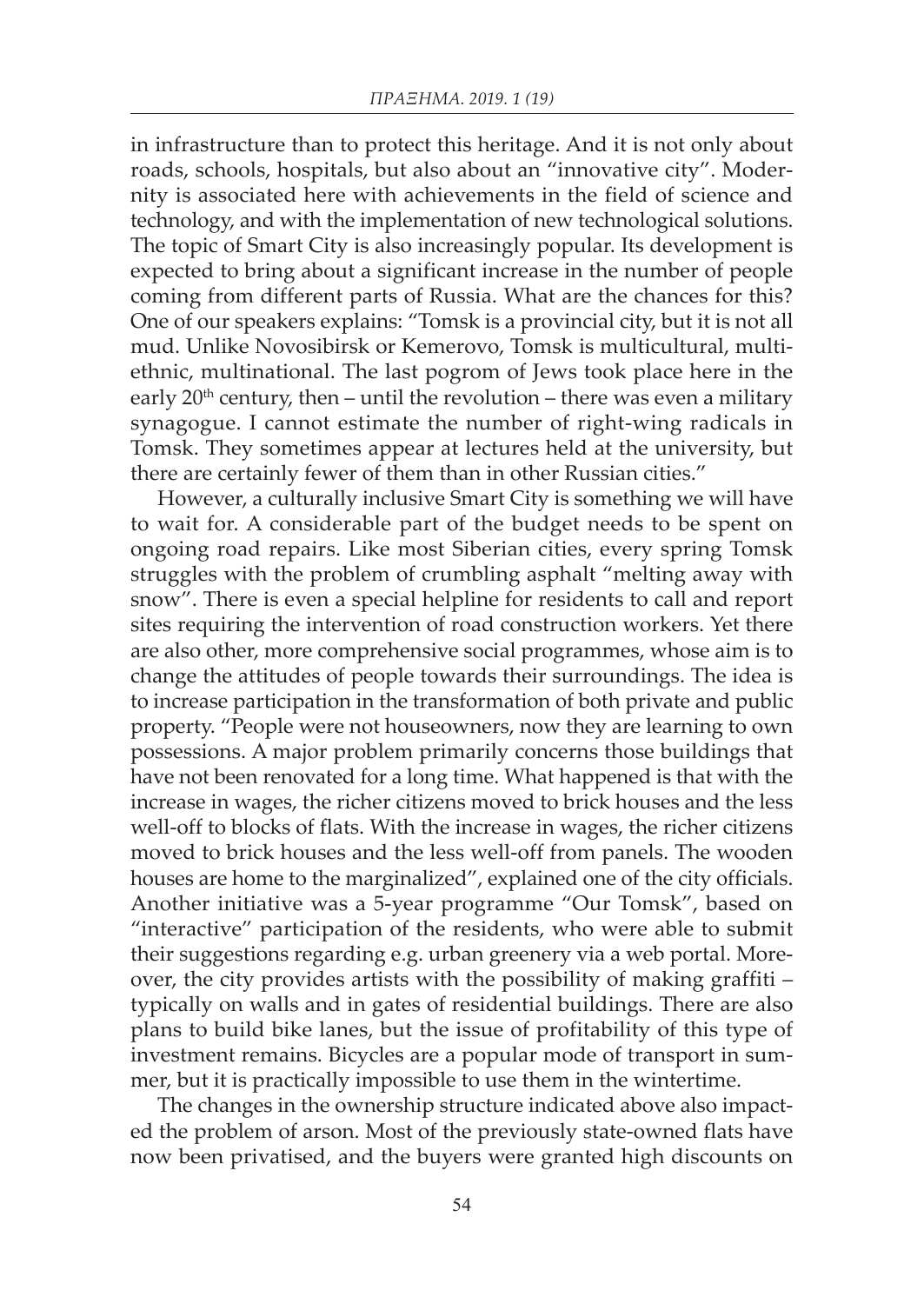in infrastructure than to protect this heritage. And it is not only about roads, schools, hospitals, but also about an "innovative city". Modernity is associated here with achievements in the field of science and technology, and with the implementation of new technological solutions. The topic of Smart City is also increasingly popular. Its development is expected to bring about a significant increase in the number of people coming from different parts of Russia. What are the chances for this? One of our speakers explains: "Tomsk is a provincial city, but it is not all mud. Unlike Novosibirsk or Kemerovo, Tomsk is multicultural, multiethnic, multinational. The last pogrom of Jews took place here in the early 20th century, then – until the revolution – there was even a military synagogue. I cannot estimate the number of right-wing radicals in Tomsk. They sometimes appear at lectures held at the university, but there are certainly fewer of them than in other Russian cities."

However, a culturally inclusive Smart City is something we will have to wait for. A considerable part of the budget needs to be spent on ongoing road repairs. Like most Siberian cities, every spring Tomsk struggles with the problem of crumbling asphalt "melting away with snow". There is even a special helpline for residents to call and report sites requiring the intervention of road construction workers. Yet there are also other, more comprehensive social programmes, whose aim is to change the attitudes of people towards their surroundings. The idea is to increase participation in the transformation of both private and public property. "People were not houseowners, now they are learning to own possessions. A major problem primarily concerns those buildings that have not been renovated for a long time. What happened is that with the increase in wages, the richer citizens moved to brick houses and the less well-off to blocks of flats. With the increase in wages, the richer citizens moved to brick houses and the less well-off from panels. The wooden houses are home to the marginalized", explained one of the city officials. Another initiative was a 5-year programme "Our Tomsk", based on "interactive" participation of the residents, who were able to submit their suggestions regarding e.g. urban greenery via a web portal. Moreover, the city provides artists with the possibility of making graffiti – typically on walls and in gates of residential buildings. There are also plans to build bike lanes, but the issue of profitability of this type of investment remains. Bicycles are a popular mode of transport in summer, but it is practically impossible to use them in the wintertime.

The changes in the ownership structure indicated above also impacted the problem of arson. Most of the previously state-owned flats have now been privatised, and the buyers were granted high discounts on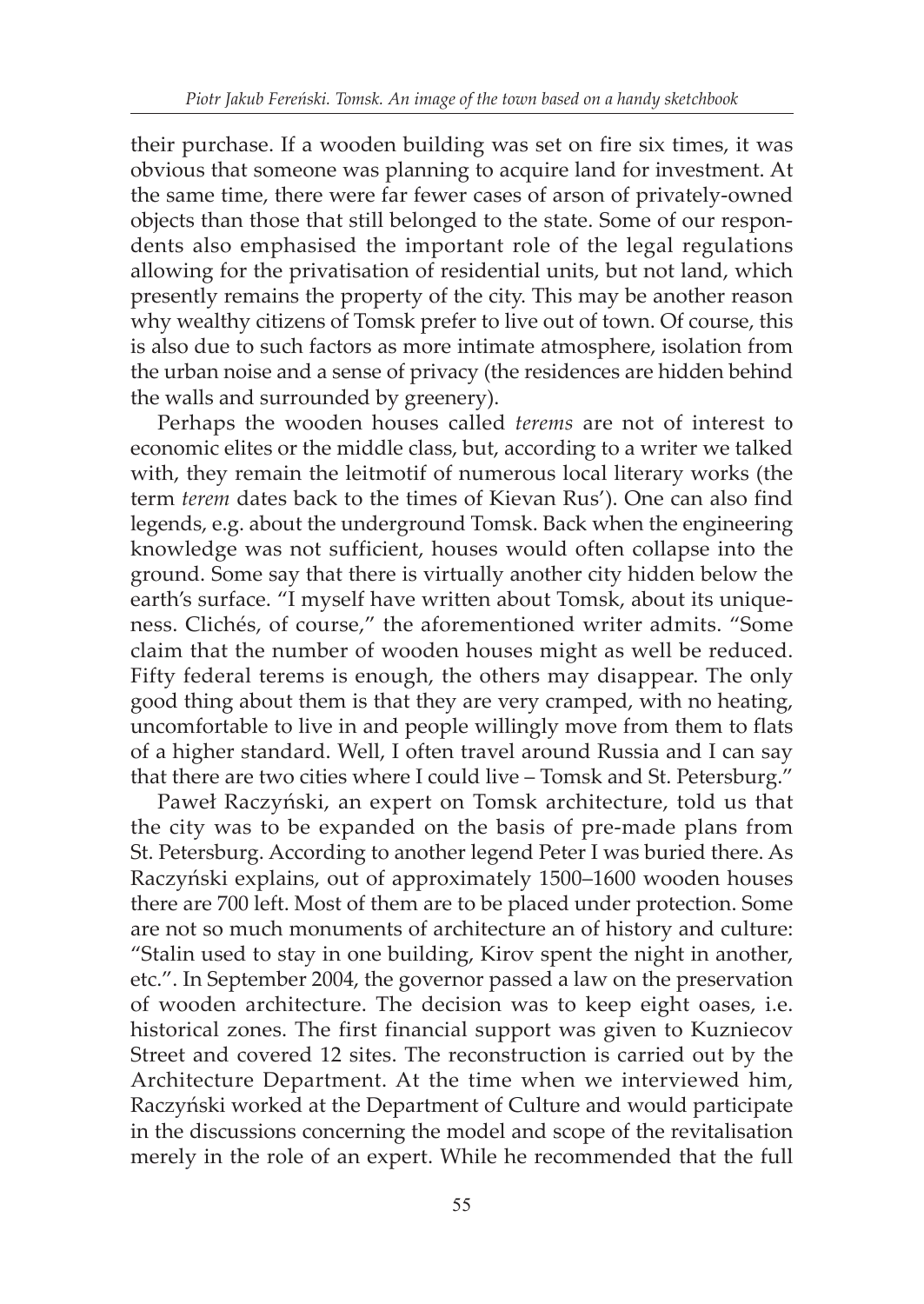their purchase. If a wooden building was set on fire six times, it was obvious that someone was planning to acquire land for investment. At the same time, there were far fewer cases of arson of privately-owned objects than those that still belonged to the state. Some of our respondents also emphasised the important role of the legal regulations allowing for the privatisation of residential units, but not land, which presently remains the property of the city. This may be another reason why wealthy citizens of Tomsk prefer to live out of town. Of course, this is also due to such factors as more intimate atmosphere, isolation from the urban noise and a sense of privacy (the residences are hidden behind the walls and surrounded by greenery).

Perhaps the wooden houses called *terems* are not of interest to economic elites or the middle class, but, according to a writer we talked with, they remain the leitmotif of numerous local literary works (the term *terem* dates back to the times of Kievan Rus'). One can also find legends, e.g. about the underground Tomsk. Back when the engineering knowledge was not sufficient, houses would often collapse into the ground. Some say that there is virtually another city hidden below the earth's surface. "I myself have written about Tomsk, about its uniqueness. Clichés, of course," the aforementioned writer admits. "Some claim that the number of wooden houses might as well be reduced. Fifty federal terems is enough, the others may disappear. The only good thing about them is that they are very cramped, with no heating, uncomfortable to live in and people willingly move from them to flats of a higher standard. Well, I often travel around Russia and I can say that there are two cities where I could live – Tomsk and St. Petersburg."

Paweł Raczyński, an expert on Tomsk architecture, told us that the city was to be expanded on the basis of pre-made plans from St. Petersburg. According to another legend Peter I was buried there. As Raczyński explains, out of approximately 1500–1600 wooden houses there are 700 left. Most of them are to be placed under protection. Some are not so much monuments of architecture an of history and culture: "Stalin used to stay in one building, Kirov spent the night in another, etc.". In September 2004, the governor passed a law on the preservation of wooden architecture. The decision was to keep eight oases, i.e. historical zones. The first financial support was given to Kuzniecov Street and covered 12 sites. The reconstruction is carried out by the Architecture Department. At the time when we interviewed him, Raczyński worked at the Department of Culture and would participate in the discussions concerning the model and scope of the revitalisation merely in the role of an expert. While he recommended that the full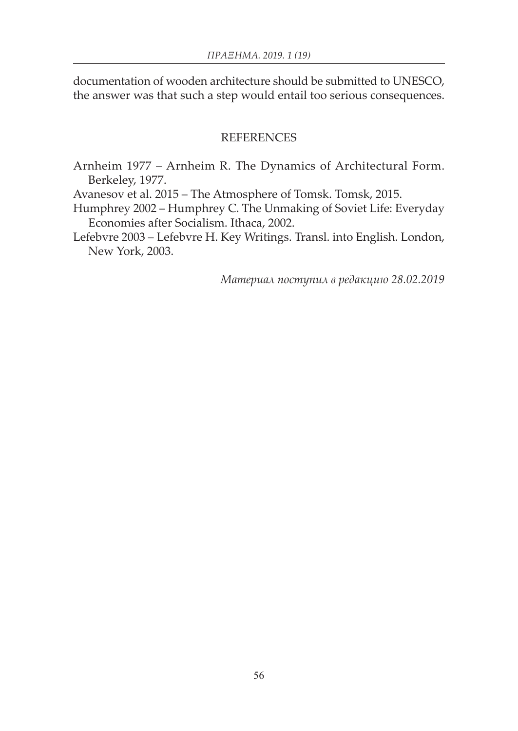documentation of wooden architecture should be submitted to UNESCO, the answer was that such a step would entail too serious consequences.

## REFERENCES

Arnheim 1977 – Arnheim R. The Dynamics of Architectural Form. Berkeley, 1977.

Avanesov et al. 2015 – The Atmosphere of Tomsk. Tomsk, 2015.

Humphrey 2002 – Humphrey C. The Unmaking of Soviet Life: Everyday Economies after Socialism. Ithaca, 2002.

Lefebvre 2003 – Lefebvre H. Key Writings. Transl. into English. London, New York, 2003.

*Материал поступил в редакцию 28.02.2019*